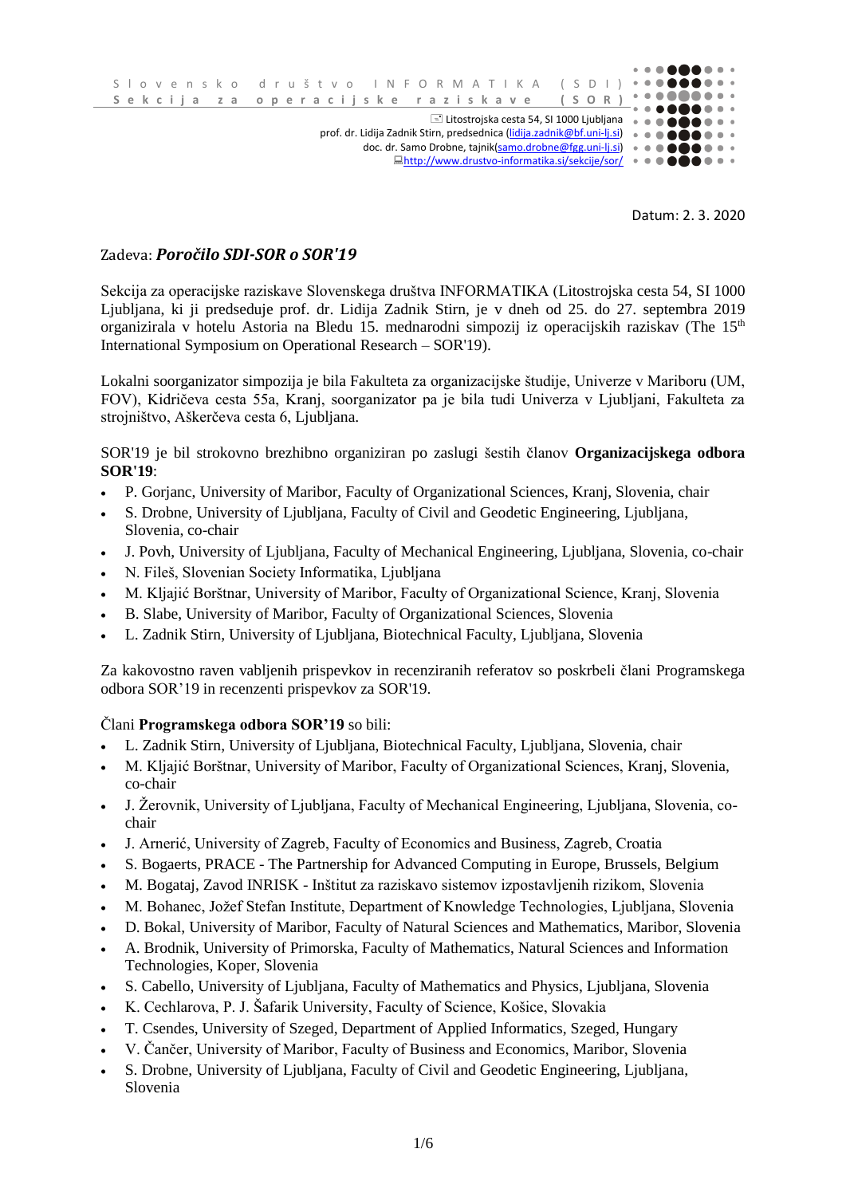Slovensko društvo INFORMATIKA (SDI)
**Sekcija za operacijske raziskave (SOR)**

Litostrojska cesta 54, SI 1000 Ljubljana
prof. dr. Lidija Zadnik Stirn, predsednica (lidija.zadnik@bf.uni-lj.si)
doc. dr. Samo Drobne, tajnik(samo.drobne@fgg.uni-lj.si)
http://www.drustvo-informatika.si/sekcije/sor/

Datum: 2. 3. 2020

Zadeva: ***Poročilo SDI-SOR o SOR'19***

Sekcija za operacijske raziskave Slovenskega društva INFORMATIKA (Litostrojska cesta 54, SI 1000 Ljubljana, ki ji predseduje prof. dr. Lidija Zadnik Stirn, je v dneh od 25. do 27. septembra 2019 organizirala v hotelu Astoria na Bledu 15. mednarodni simpozij iz operacijskih raziskav (The 15$^{th}$ International Symposium on Operational Research – SOR'19).

Lokalni soorganizator simpozija je bila Fakulteta za organizacijske študije, Univerze v Mariboru (UM, FOV), Kidričeva cesta 55a, Kranj, soorganizator pa je bila tudi Univerza v Ljubljani, Fakulteta za strojništvo, Aškerčeva cesta 6, Ljubljana.

SOR'19 je bil strokovno brezhibno organiziran po zaslugi šestih članov **Organizacijskega odbora SOR'19**:

- P. Gorjanc, University of Maribor, Faculty of Organizational Sciences, Kranj, Slovenia, chair
- S. Drobne, University of Ljubljana, Faculty of Civil and Geodetic Engineering, Ljubljana, Slovenia, co-chair
- J. Povh, University of Ljubljana, Faculty of Mechanical Engineering, Ljubljana, Slovenia, co-chair
- N. Fileš, Slovenian Society Informatika, Ljubljana
- M. Kljajić Borštnar, University of Maribor, Faculty of Organizational Science, Kranj, Slovenia
- B. Slabe, University of Maribor, Faculty of Organizational Sciences, Slovenia
- L. Zadnik Stirn, University of Ljubljana, Biotechnical Faculty, Ljubljana, Slovenia

Za kakovostno raven vabljenih prispevkov in recenziranih referatov so poskrbeli člani Programskega odbora SOR’19 in recenzenti prispevkov za SOR'19.

Člani **Programskega odbora SOR’19** so bili:

- L. Zadnik Stirn, University of Ljubljana, Biotechnical Faculty, Ljubljana, Slovenia, chair
- M. Kljajić Borštnar, University of Maribor, Faculty of Organizational Sciences, Kranj, Slovenia, co-chair
- J. Žerovnik, University of Ljubljana, Faculty of Mechanical Engineering, Ljubljana, Slovenia, co-chair
- J. Arnerić, University of Zagreb, Faculty of Economics and Business, Zagreb, Croatia
- S. Bogaerts, PRACE - The Partnership for Advanced Computing in Europe, Brussels, Belgium
- M. Bogataj, Zavod INRISK - Inštitut za raziskavo sistemov izpostavljenih rizikom, Slovenia
- M. Bohanec, Jožef Stefan Institute, Department of Knowledge Technologies, Ljubljana, Slovenia
- D. Bokal, University of Maribor, Faculty of Natural Sciences and Mathematics, Maribor, Slovenia
- A. Brodnik, University of Primorska, Faculty of Mathematics, Natural Sciences and Information Technologies, Koper, Slovenia
- S. Cabello, University of Ljubljana, Faculty of Mathematics and Physics, Ljubljana, Slovenia
- K. Cechlarova, P. J. Šafarik University, Faculty of Science, Košice, Slovakia
- T. Csendes, University of Szeged, Department of Applied Informatics, Szeged, Hungary
- V. Čančer, University of Maribor, Faculty of Business and Economics, Maribor, Slovenia
- S. Drobne, University of Ljubljana, Faculty of Civil and Geodetic Engineering, Ljubljana, Slovenia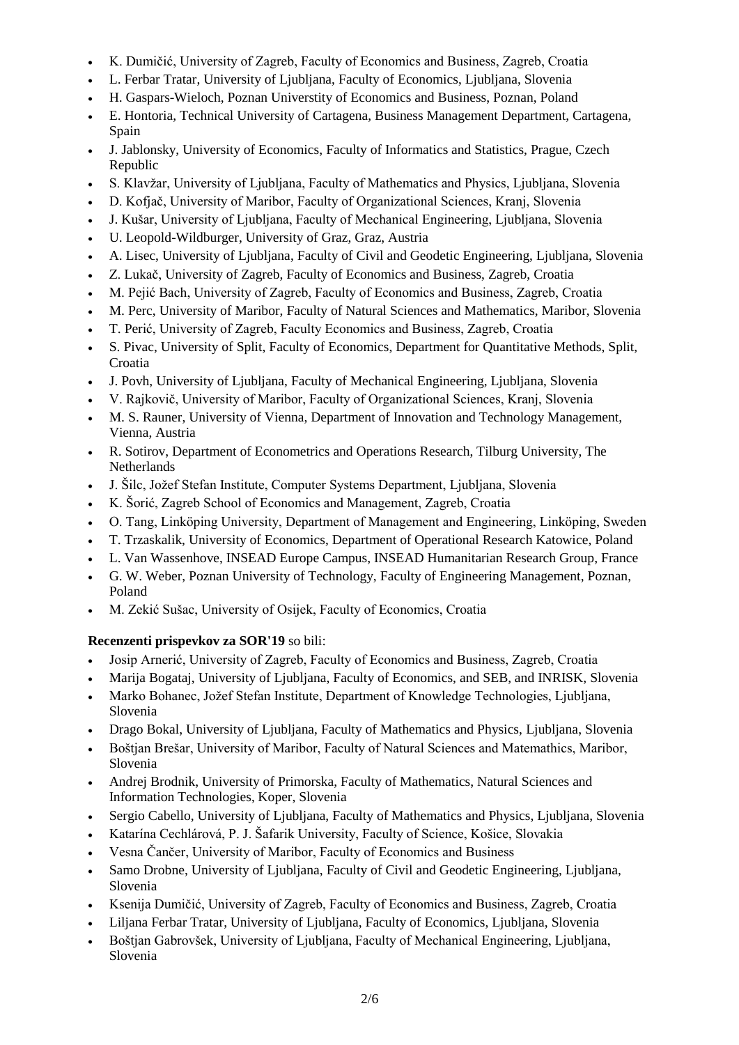- K. Dumičić, University of Zagreb, Faculty of Economics and Business, Zagreb, Croatia
- L. Ferbar Tratar, University of Ljubljana, Faculty of Economics, Ljubljana, Slovenia
- H. Gaspars-Wieloch, Poznan Universtity of Economics and Business, Poznan, Poland
- E. Hontoria, Technical University of Cartagena, Business Management Department, Cartagena, Spain
- J. Jablonsky, University of Economics, Faculty of Informatics and Statistics, Prague, Czech Republic
- S. Klavžar, University of Ljubljana, Faculty of Mathematics and Physics, Ljubljana, Slovenia
- D. Kofjač, University of Maribor, Faculty of Organizational Sciences, Kranj, Slovenia
- J. Kušar, University of Ljubljana, Faculty of Mechanical Engineering, Ljubljana, Slovenia
- U. Leopold-Wildburger, University of Graz, Graz, Austria
- A. Lisec, University of Ljubljana, Faculty of Civil and Geodetic Engineering, Ljubljana, Slovenia
- Z. Lukač, University of Zagreb, Faculty of Economics and Business, Zagreb, Croatia
- M. Pejić Bach, University of Zagreb, Faculty of Economics and Business, Zagreb, Croatia
- M. Perc, University of Maribor, Faculty of Natural Sciences and Mathematics, Maribor, Slovenia
- T. Perić, University of Zagreb, Faculty Economics and Business, Zagreb, Croatia
- S. Pivac, University of Split, Faculty of Economics, Department for Quantitative Methods, Split, Croatia
- J. Povh, University of Ljubljana, Faculty of Mechanical Engineering, Ljubljana, Slovenia
- V. Rajkovič, University of Maribor, Faculty of Organizational Sciences, Kranj, Slovenia
- M. S. Rauner, University of Vienna, Department of Innovation and Technology Management, Vienna, Austria
- R. Sotirov, Department of Econometrics and Operations Research, Tilburg University, The Netherlands
- J. Šilc, Jožef Stefan Institute, Computer Systems Department, Ljubljana, Slovenia
- K. Šorić, Zagreb School of Economics and Management, Zagreb, Croatia
- O. Tang, Linköping University, Department of Management and Engineering, Linköping, Sweden
- T. Trzaskalik, University of Economics, Department of Operational Research Katowice, Poland
- L. Van Wassenhove, INSEAD Europe Campus, INSEAD Humanitarian Research Group, France
- G. W. Weber, Poznan University of Technology, Faculty of Engineering Management, Poznan, Poland
- M. Zekić Sušac, University of Osijek, Faculty of Economics, Croatia

**Recenzenti prispevkov za SOR'19** so bili:

- Josip Arnerić, University of Zagreb, Faculty of Economics and Business, Zagreb, Croatia
- Marija Bogataj, University of Ljubljana, Faculty of Economics, and SEB, and INRISK, Slovenia
- Marko Bohanec, Jožef Stefan Institute, Department of Knowledge Technologies, Ljubljana, Slovenia
- Drago Bokal, University of Ljubljana, Faculty of Mathematics and Physics, Ljubljana, Slovenia
- Boštjan Brešar, University of Maribor, Faculty of Natural Sciences and Matemathics, Maribor, Slovenia
- Andrej Brodnik, University of Primorska, Faculty of Mathematics, Natural Sciences and Information Technologies, Koper, Slovenia
- Sergio Cabello, University of Ljubljana, Faculty of Mathematics and Physics, Ljubljana, Slovenia
- Katarína Cechlárová, P. J. Šafarik University, Faculty of Science, Košice, Slovakia
- Vesna Čančer, University of Maribor, Faculty of Economics and Business
- Samo Drobne, University of Ljubljana, Faculty of Civil and Geodetic Engineering, Ljubljana, Slovenia
- Ksenija Dumičić, University of Zagreb, Faculty of Economics and Business, Zagreb, Croatia
- Liljana Ferbar Tratar, University of Ljubljana, Faculty of Economics, Ljubljana, Slovenia
- Boštjan Gabrovšek, University of Ljubljana, Faculty of Mechanical Engineering, Ljubljana, Slovenia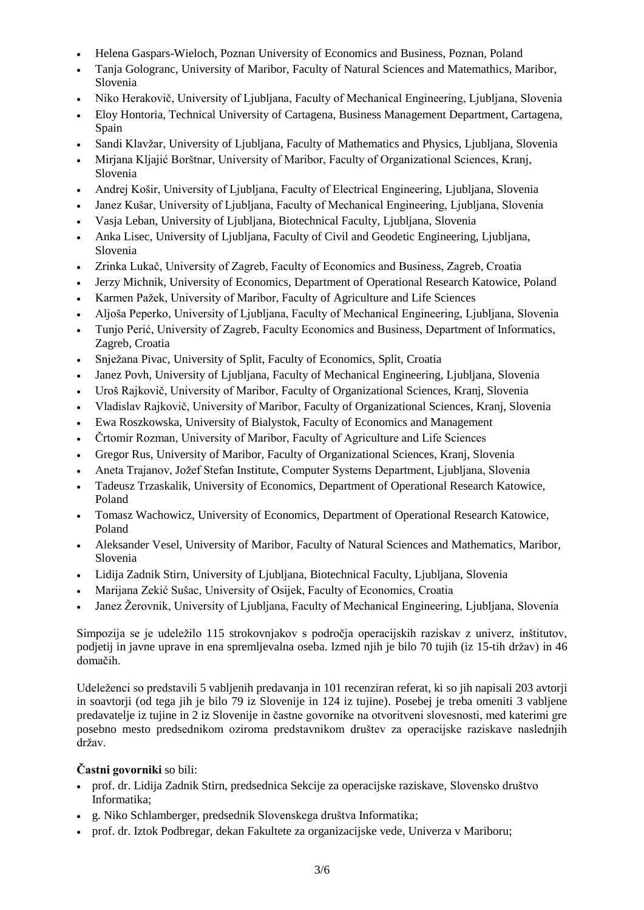- Helena Gaspars-Wieloch, Poznan University of Economics and Business, Poznan, Poland
- Tanja Gologranc, University of Maribor, Faculty of Natural Sciences and Matemathics, Maribor, Slovenia
- Niko Herakovič, University of Ljubljana, Faculty of Mechanical Engineering, Ljubljana, Slovenia
- Eloy Hontoria, Technical University of Cartagena, Business Management Department, Cartagena, Spain
- Sandi Klavžar, University of Ljubljana, Faculty of Mathematics and Physics, Ljubljana, Slovenia
- Mirjana Kljajić Borštnar, University of Maribor, Faculty of Organizational Sciences, Kranj, Slovenia
- Andrej Košir, University of Ljubljana, Faculty of Electrical Engineering, Ljubljana, Slovenia
- Janez Kušar, University of Ljubljana, Faculty of Mechanical Engineering, Ljubljana, Slovenia
- Vasja Leban, University of Ljubljana, Biotechnical Faculty, Ljubljana, Slovenia
- Anka Lisec, University of Ljubljana, Faculty of Civil and Geodetic Engineering, Ljubljana, Slovenia
- Zrinka Lukač, University of Zagreb, Faculty of Economics and Business, Zagreb, Croatia
- Jerzy Michnik, University of Economics, Department of Operational Research Katowice, Poland
- Karmen Pažek, University of Maribor, Faculty of Agriculture and Life Sciences
- Aljoša Peperko, University of Ljubljana, Faculty of Mechanical Engineering, Ljubljana, Slovenia
- Tunjo Perić, University of Zagreb, Faculty Economics and Business, Department of Informatics, Zagreb, Croatia
- Snježana Pivac, University of Split, Faculty of Economics, Split, Croatia
- Janez Povh, University of Ljubljana, Faculty of Mechanical Engineering, Ljubljana, Slovenia
- Uroš Rajkovič, University of Maribor, Faculty of Organizational Sciences, Kranj, Slovenia
- Vladislav Rajkovič, University of Maribor, Faculty of Organizational Sciences, Kranj, Slovenia
- Ewa Roszkowska, University of Bialystok, Faculty of Economics and Management
- Črtomir Rozman, University of Maribor, Faculty of Agriculture and Life Sciences
- Gregor Rus, University of Maribor, Faculty of Organizational Sciences, Kranj, Slovenia
- Aneta Trajanov, Jožef Stefan Institute, Computer Systems Department, Ljubljana, Slovenia
- Tadeusz Trzaskalik, University of Economics, Department of Operational Research Katowice, Poland
- Tomasz Wachowicz, University of Economics, Department of Operational Research Katowice, Poland
- Aleksander Vesel, University of Maribor, Faculty of Natural Sciences and Mathematics, Maribor, Slovenia
- Lidija Zadnik Stirn, University of Ljubljana, Biotechnical Faculty, Ljubljana, Slovenia
- Marijana Zekić Sušac, University of Osijek, Faculty of Economics, Croatia
- Janez Žerovnik, University of Ljubljana, Faculty of Mechanical Engineering, Ljubljana, Slovenia

Simpozija se je udeležilo 115 strokovnjakov s področja operacijskih raziskav z univerz, inštitutov, podjetij in javne uprave in ena spremljevalna oseba. Izmed njih je bilo 70 tujih (iz 15-tih držav) in 46 domačih.

Udeleženci so predstavili 5 vabljenih predavanja in 101 recenziran referat, ki so jih napisali 203 avtorji in soavtorji (od tega jih je bilo 79 iz Slovenije in 124 iz tujine). Posebej je treba omeniti 3 vabljene predavatelje iz tujine in 2 iz Slovenije in častne govornike na otvoritveni slovesnosti, med katerimi gre posebno mesto predsednikom oziroma predstavnikom društev za operacijske raziskave naslednjih držav.

**Častni govorniki** so bili:

- prof. dr. Lidija Zadnik Stirn, predsednica Sekcije za operacijske raziskave, Slovensko društvo Informatika;
- g. Niko Schlamberger, predsednik Slovenskega društva Informatika;
- prof. dr. Iztok Podbregar, dekan Fakultete za organizacijske vede, Univerza v Mariboru;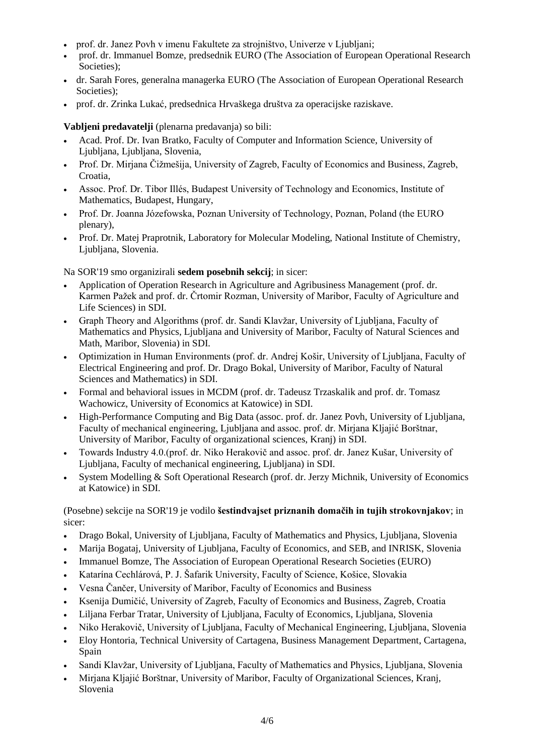- prof. dr. Janez Povh v imenu Fakultete za strojništvo, Univerze v Ljubljani;
- prof. dr. Immanuel Bomze, predsednik EURO (The Association of European Operational Research Societies);
- dr. Sarah Fores, generalna managerka EURO (The Association of European Operational Research Societies);
- prof. dr. Zrinka Lukać, predsednica Hrvaškega društva za operacijske raziskave.

**Vabljeni predavatelji** (plenarna predavanja) so bili:

- Acad. Prof. Dr. Ivan Bratko, Faculty of Computer and Information Science, University of Ljubljana, Ljubljana, Slovenia,
- Prof. Dr. Mirjana Čižmešija, University of Zagreb, Faculty of Economics and Business, Zagreb, Croatia,
- Assoc. Prof. Dr. Tibor Illés, Budapest University of Technology and Economics, Institute of Mathematics, Budapest, Hungary,
- Prof. Dr. Joanna Józefowska, Poznan University of Technology, Poznan, Poland (the EURO plenary),
- Prof. Dr. Matej Praprotnik, Laboratory for Molecular Modeling, National Institute of Chemistry, Ljubljana, Slovenia.

Na SOR'19 smo organizirali **sedem posebnih sekcij**; in sicer:

- Application of Operation Research in Agriculture and Agribusiness Management (prof. dr. Karmen Pažek and prof. dr. Črtomir Rozman, University of Maribor, Faculty of Agriculture and Life Sciences) in SDI.
- Graph Theory and Algorithms (prof. dr. Sandi Klavžar, University of Ljubljana, Faculty of Mathematics and Physics, Ljubljana and University of Maribor, Faculty of Natural Sciences and Math, Maribor, Slovenia) in SDI.
- Optimization in Human Environments (prof. dr. Andrej Košir, University of Ljubljana, Faculty of Electrical Engineering and prof. Dr. Drago Bokal, University of Maribor, Faculty of Natural Sciences and Mathematics) in SDI.
- Formal and behavioral issues in MCDM (prof. dr. Tadeusz Trzaskalik and prof. dr. Tomasz Wachowicz, University of Economics at Katowice) in SDI.
- High-Performance Computing and Big Data (assoc. prof. dr. Janez Povh, University of Ljubljana, Faculty of mechanical engineering, Ljubljana and assoc. prof. dr. Mirjana Kljajić Borštnar, University of Maribor, Faculty of organizational sciences, Kranj) in SDI.
- Towards Industry 4.0.(prof. dr. Niko Herakovič and assoc. prof. dr. Janez Kušar, University of Ljubljana, Faculty of mechanical engineering, Ljubljana) in SDI.
- System Modelling & Soft Operational Research (prof. dr. Jerzy Michnik, University of Economics at Katowice) in SDI.

(Posebne) sekcije na SOR'19 je vodilo **šestindvajset priznanih domačih in tujih strokovnjakov**; in sicer:

- Drago Bokal, University of Ljubljana, Faculty of Mathematics and Physics, Ljubljana, Slovenia
- Marija Bogataj, University of Ljubljana, Faculty of Economics, and SEB, and INRISK, Slovenia
- Immanuel Bomze, The Association of European Operational Research Societies (EURO)
- Katarína Cechlárová, P. J. Šafarik University, Faculty of Science, Košice, Slovakia
- Vesna Čančer, University of Maribor, Faculty of Economics and Business
- Ksenija Dumičić, University of Zagreb, Faculty of Economics and Business, Zagreb, Croatia
- Liljana Ferbar Tratar, University of Ljubljana, Faculty of Economics, Ljubljana, Slovenia
- Niko Herakovič, University of Ljubljana, Faculty of Mechanical Engineering, Ljubljana, Slovenia
- Eloy Hontoria, Technical University of Cartagena, Business Management Department, Cartagena, Spain
- Sandi Klavžar, University of Ljubljana, Faculty of Mathematics and Physics, Ljubljana, Slovenia
- Mirjana Kljajić Borštnar, University of Maribor, Faculty of Organizational Sciences, Kranj, Slovenia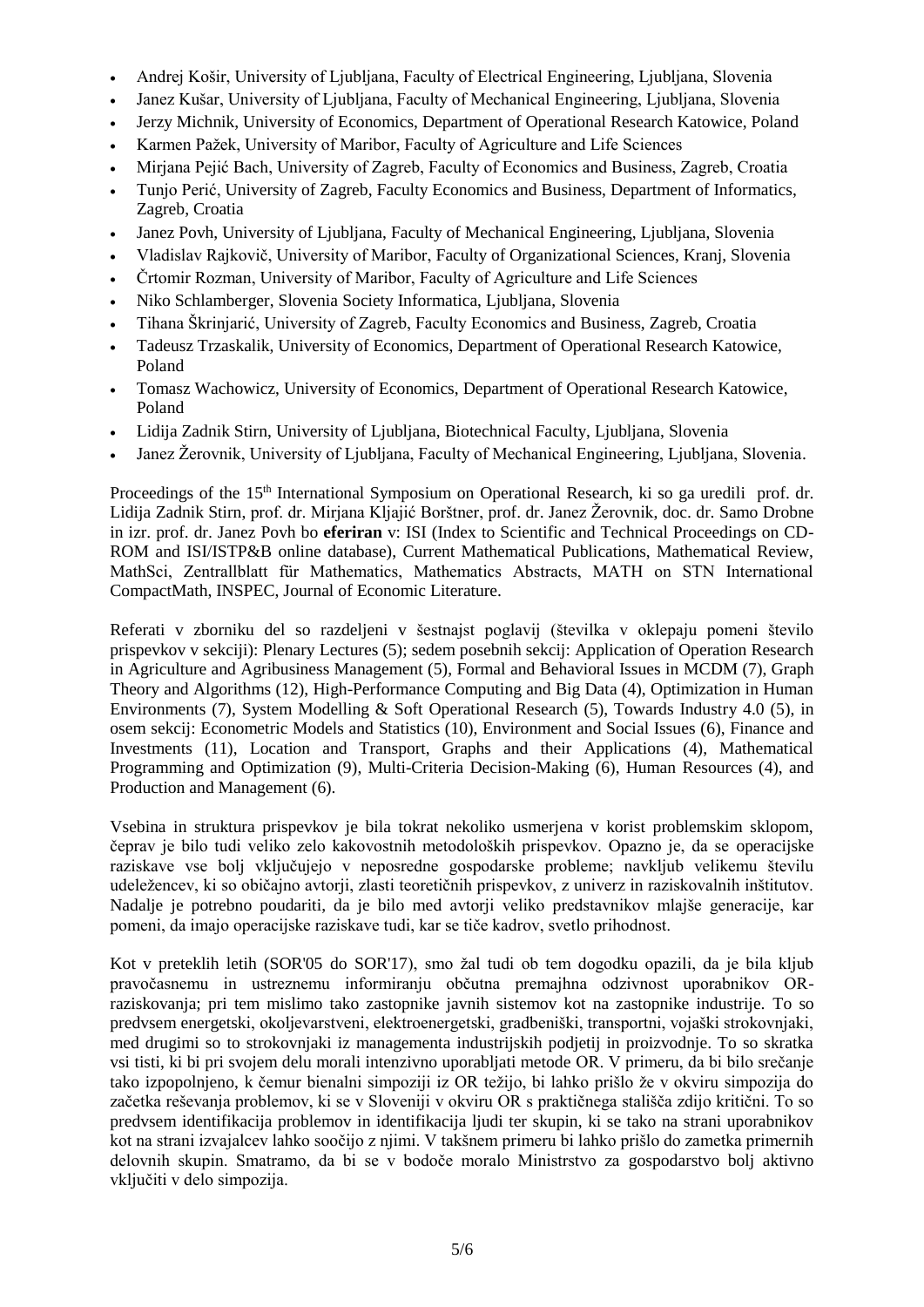- Andrej Košir, University of Ljubljana, Faculty of Electrical Engineering, Ljubljana, Slovenia
- Janez Kušar, University of Ljubljana, Faculty of Mechanical Engineering, Ljubljana, Slovenia
- Jerzy Michnik, University of Economics, Department of Operational Research Katowice, Poland
- Karmen Pažek, University of Maribor, Faculty of Agriculture and Life Sciences
- Mirjana Pejić Bach, University of Zagreb, Faculty of Economics and Business, Zagreb, Croatia
- Tunjo Perić, University of Zagreb, Faculty Economics and Business, Department of Informatics, Zagreb, Croatia
- Janez Povh, University of Ljubljana, Faculty of Mechanical Engineering, Ljubljana, Slovenia
- Vladislav Rajkovič, University of Maribor, Faculty of Organizational Sciences, Kranj, Slovenia
- Črtomir Rozman, University of Maribor, Faculty of Agriculture and Life Sciences
- Niko Schlamberger, Slovenia Society Informatica, Ljubljana, Slovenia
- Tihana Škrinjarić, University of Zagreb, Faculty Economics and Business, Zagreb, Croatia
- Tadeusz Trzaskalik, University of Economics, Department of Operational Research Katowice, Poland
- Tomasz Wachowicz, University of Economics, Department of Operational Research Katowice, Poland
- Lidija Zadnik Stirn, University of Ljubljana, Biotechnical Faculty, Ljubljana, Slovenia
- Janez Žerovnik, University of Ljubljana, Faculty of Mechanical Engineering, Ljubljana, Slovenia.

Proceedings of the 15th International Symposium on Operational Research, ki so ga uredili prof. dr. Lidija Zadnik Stirn, prof. dr. Mirjana Kljajić Borštner, prof. dr. Janez Žerovnik, doc. dr. Samo Drobne in izr. prof. dr. Janez Povh bo **eferiran** v: ISI (Index to Scientific and Technical Proceedings on CD-ROM and ISI/ISTP&B online database), Current Mathematical Publications, Mathematical Review, MathSci, Zentrallblatt für Mathematics, Mathematics Abstracts, MATH on STN International CompactMath, INSPEC, Journal of Economic Literature.

Referati v zborniku del so razdeljeni v šestnajst poglavij (številka v oklepaju pomeni število prispevkov v sekciji): Plenary Lectures (5); sedem posebnih sekcij: Application of Operation Research in Agriculture and Agribusiness Management (5), Formal and Behavioral Issues in MCDM (7), Graph Theory and Algorithms (12), High-Performance Computing and Big Data (4), Optimization in Human Environments (7), System Modelling & Soft Operational Research (5), Towards Industry 4.0 (5), in osem sekcij: Econometric Models and Statistics (10), Environment and Social Issues (6), Finance and Investments (11), Location and Transport, Graphs and their Applications (4), Mathematical Programming and Optimization (9), Multi-Criteria Decision-Making (6), Human Resources (4), and Production and Management (6).

Vsebina in struktura prispevkov je bila tokrat nekoliko usmerjena v korist problemskim sklopom, čeprav je bilo tudi veliko zelo kakovostnih metodoloških prispevkov. Opazno je, da se operacijske raziskave vse bolj vključujejo v neposredne gospodarske probleme; navkljub velikemu številu udeležencev, ki so običajno avtorji, zlasti teoretičnih prispevkov, z univerz in raziskovalnih inštitutov. Nadalje je potrebno poudariti, da je bilo med avtorji veliko predstavnikov mlajše generacije, kar pomeni, da imajo operacijske raziskave tudi, kar se tiče kadrov, svetlo prihodnost.

Kot v preteklih letih (SOR'05 do SOR'17), smo žal tudi ob tem dogodku opazili, da je bila kljub pravočasnemu in ustreznemu informiranju občutna premajhna odzivnost uporabnikov OR-raziskovanja; pri tem mislimo tako zastopnike javnih sistemov kot na zastopnike industrije. To so predvsem energetski, okoljevarstveni, elektroenergetski, gradbeniški, transportni, vojaški strokovnjaki, med drugimi so to strokovnjaki iz managementa industrijskih podjetij in proizvodnje. To so skratka vsi tisti, ki bi pri svojem delu morali intenzivno uporabljati metode OR. V primeru, da bi bilo srečanje tako izpopolnjeno, k čemur bienalni simpoziji iz OR težijo, bi lahko prišlo že v okviru simpozija do začetka reševanja problemov, ki se v Sloveniji v okviru OR s praktičnega stališča zdijo kritični. To so predvsem identifikacija problemov in identifikacija ljudi ter skupin, ki se tako na strani uporabnikov kot na strani izvajalcev lahko soočijo z njimi. V takšnem primeru bi lahko prišlo do zametka primernih delovnih skupin. Smatramo, da bi se v bodoče moralo Ministrstvo za gospodarstvo bolj aktivno vključiti v delo simpozija.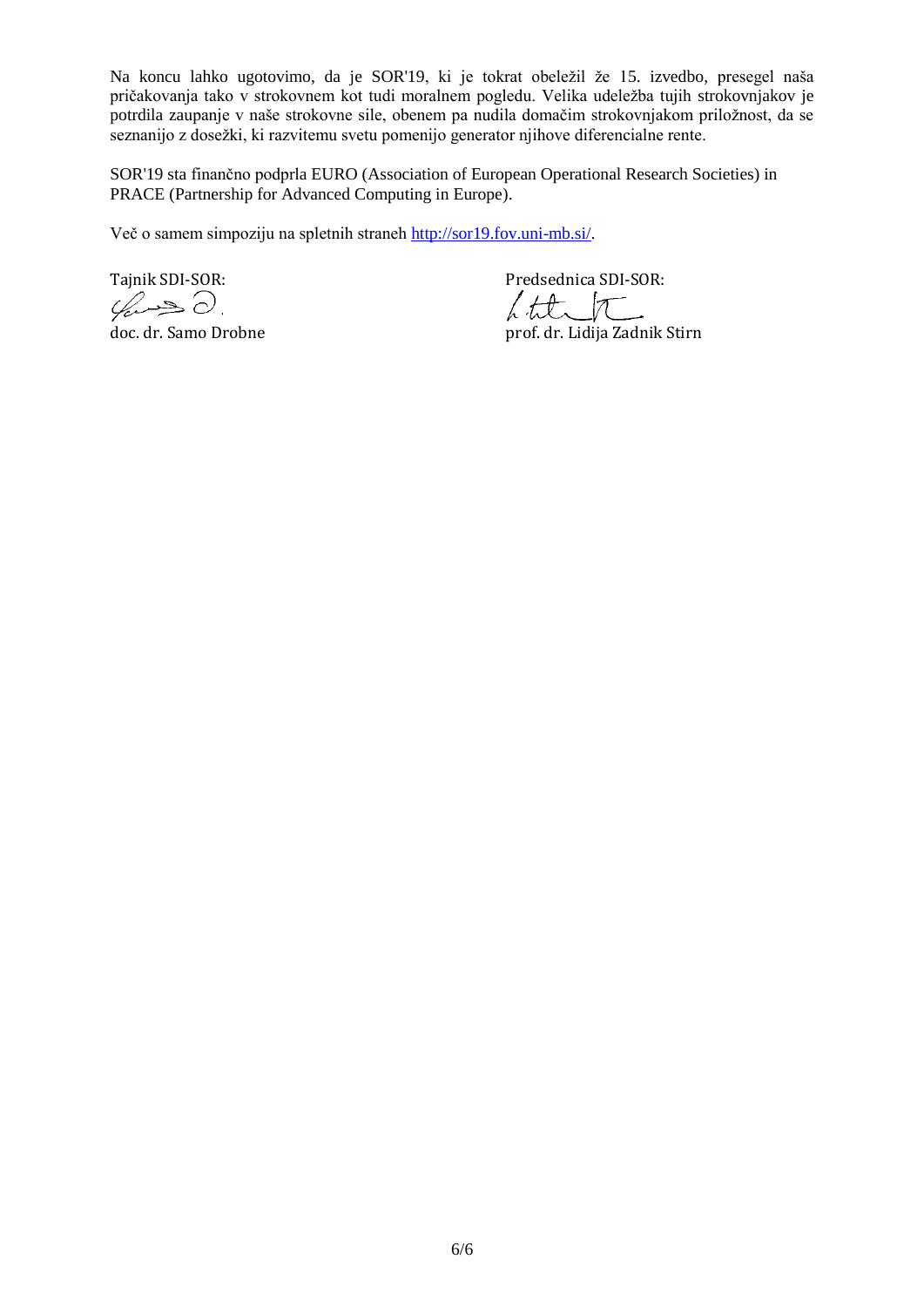Na koncu lahko ugotovimo, da je SOR'19, ki je tokrat obeležil že 15. izvedbo, presegel naša pričakovanja tako v strokovnem kot tudi moralnem pogledu. Velika udeležba tujih strokovnjakov je potrdila zaupanje v naše strokovne sile, obenem pa nudila domačim strokovnjakom priložnost, da se seznanijo z dosežki, ki razvitemu svetu pomenijo generator njihove diferencialne rente.

SOR'19 sta finančno podprla EURO (Association of European Operational Research Societies) in PRACE (Partnership for Advanced Computing in Europe).

Več o samem simpoziju na spletnih straneh http://sor19.fov.uni-mb.si/.

Tajnik SDI-SOR:

doc. dr. Samo Drobne

Predsednica SDI-SOR:

prof. dr. Lidija Zadnik Stirn